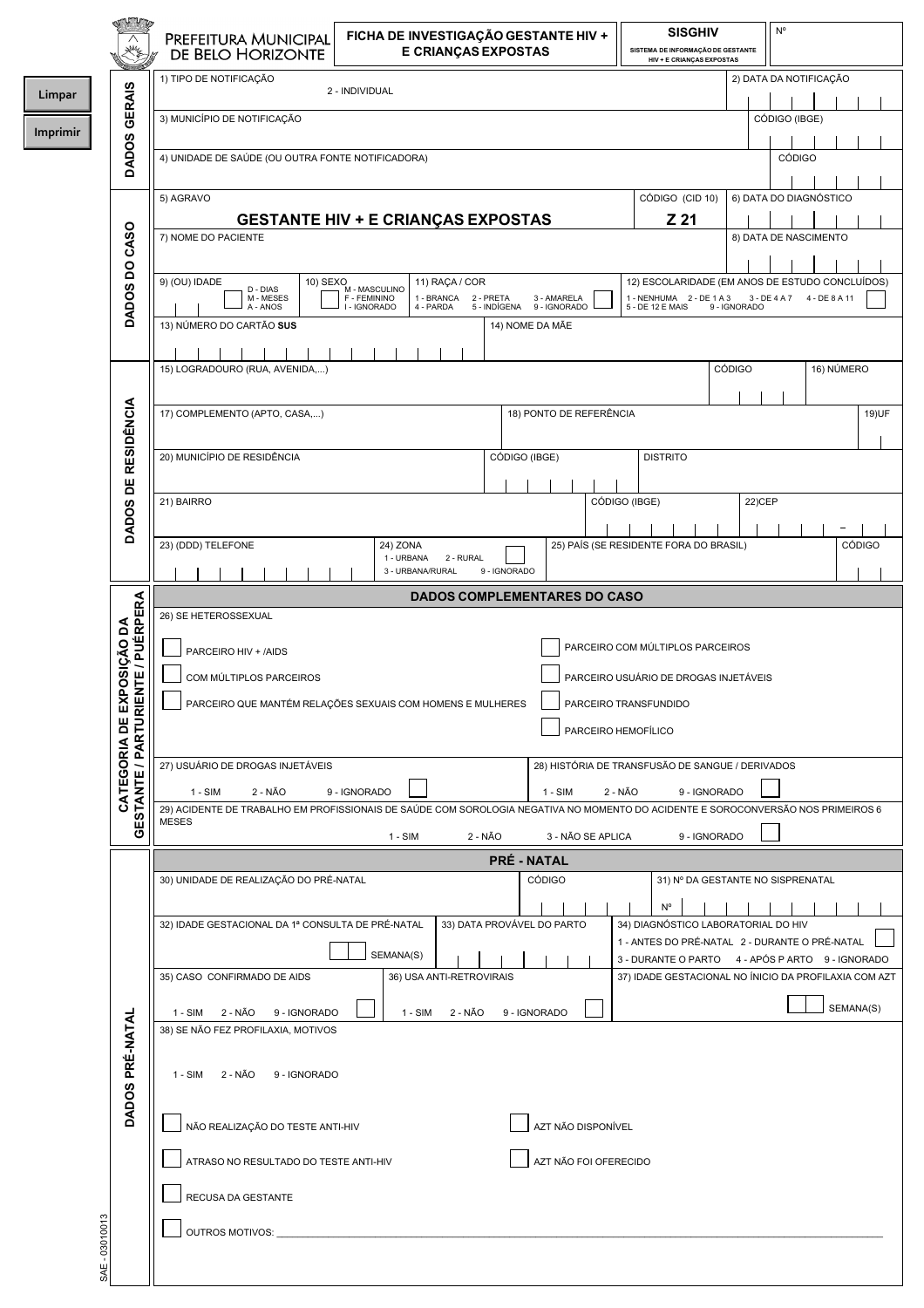Limpar

Imprimir

**PREFEITURA MUNICIPAL DE BELO HORIZONTE**

# FICHA DE INVESTIGAÇÃO GESTANTE HIV + E CRIANÇAS EXPOSTAS

**SISGHIV**
SISTEMA DE INFORMAÇÃO DE GESTANTE HIV + E CRIANÇAS EXPOSTAS

Nº

## DADOS GERAIS

1) TIPO DE NOTIFICAÇÃO: 2 - INDIVIDUAL

2) DATA DA NOTIFICAÇÃO

3) MUNICÍPIO DE NOTIFICAÇÃO — CÓDIGO (IBGE)

4) UNIDADE DE SAÚDE (OU OUTRA FONTE NOTIFICADORA) — CÓDIGO

## DADOS DO CASO

5) AGRAVO: **GESTANTE HIV + E CRIANÇAS EXPOSTAS** — CÓDIGO (CID 10): **Z 21**

6) DATA DO DIAGNÓSTICO

7) NOME DO PACIENTE

8) DATA DE NASCIMENTO

9) (OU) IDADE: D - DIAS, M - MESES, A - ANOS

10) SEXO: M - MASCULINO, F - FEMININO, I - IGNORADO

11) RAÇA / COR: 1 - BRANCA, 2 - PRETA, 3 - AMARELA, 4 - PARDA, 5 - INDÍGENA, 9 - IGNORADO

12) ESCOLARIDADE (EM ANOS DE ESTUDO CONCLUÍDOS): 1 - NENHUMA, 2 - DE 1 A 3, 3 - DE 4 A 7, 4 - DE 8 A 11, 5 - DE 12 E MAIS, 9 - IGNORADO

13) NÚMERO DO CARTÃO **SUS**

14) NOME DA MÃE

## DADOS DE RESIDÊNCIA

15) LOGRADOURO (RUA, AVENIDA,...) — CÓDIGO

16) NÚMERO

17) COMPLEMENTO (APTO, CASA,...)

18) PONTO DE REFERÊNCIA

19) UF

20) MUNICÍPIO DE RESIDÊNCIA — CÓDIGO (IBGE)

DISTRITO

21) BAIRRO — CÓDIGO (IBGE)

22) CEP

23) (DDD) TELEFONE

24) ZONA: 1 - URBANA, 2 - RURAL, 3 - URBANA/RURAL, 9 - IGNORADO

25) PAÍS (SE RESIDENTE FORA DO BRASIL) — CÓDIGO

## CATEGORIA DE EXPOSIÇÃO DA GESTANTE / PARTURIENTE / PUÉRPERA

### DADOS COMPLEMENTARES DO CASO

26) SE HETEROSSEXUAL

- [ ] PARCEIRO HIV + /AIDS
- [ ] COM MÚLTIPLOS PARCEIROS
- [ ] PARCEIRO QUE MANTÉM RELAÇÕES SEXUAIS COM HOMENS E MULHERES
- [ ] PARCEIRO COM MÚLTIPLOS PARCEIROS
- [ ] PARCEIRO USUÁRIO DE DROGAS INJETÁVEIS
- [ ] PARCEIRO TRANSFUNDIDO
- [ ] PARCEIRO HEMOFÍLICO

27) USUÁRIO DE DROGAS INJETÁVEIS: 1 - SIM, 2 - NÃO, 9 - IGNORADO

28) HISTÓRIA DE TRANSFUSÃO DE SANGUE / DERIVADOS: 1 - SIM, 2 - NÃO, 9 - IGNORADO

29) ACIDENTE DE TRABALHO EM PROFISSIONAIS DE SAÚDE COM SOROLOGIA NEGATIVA NO MOMENTO DO ACIDENTE E SOROCONVERSÃO NOS PRIMEIROS 6 MESES: 1 - SIM, 2 - NÃO, 3 - NÃO SE APLICA, 9 - IGNORADO

## DADOS PRÉ-NATAL

### PRÉ - NATAL

30) UNIDADE DE REALIZAÇÃO DO PRÉ-NATAL — CÓDIGO

31) Nº DA GESTANTE NO SISPRENATAL — Nº

32) IDADE GESTACIONAL DA 1ª CONSULTA DE PRÉ-NATAL: SEMANA(S)

33) DATA PROVÁVEL DO PARTO

34) DIAGNÓSTICO LABORATORIAL DO HIV: 1 - ANTES DO PRÉ-NATAL, 2 - DURANTE O PRÉ-NATAL, 3 - DURANTE O PARTO, 4 - APÓS P ARTO, 9 - IGNORADO

35) CASO CONFIRMADO DE AIDS: 1 - SIM, 2 - NÃO, 9 - IGNORADO

36) USA ANTI-RETROVIRAIS: 1 - SIM, 2 - NÃO, 9 - IGNORADO

37) IDADE GESTACIONAL NO ÍNICIO DA PROFILAXIA COM AZT: SEMANA(S)

38) SE NÃO FEZ PROFILAXIA, MOTIVOS

1 - SIM, 2 - NÃO, 9 - IGNORADO

- [ ] NÃO REALIZAÇÃO DO TESTE ANTI-HIV
- [ ] ATRASO NO RESULTADO DO TESTE ANTI-HIV
- [ ] RECUSA DA GESTANTE
- [ ] AZT NÃO DISPONÍVEL
- [ ] AZT NÃO FOI OFERECIDO
- [ ] OUTROS MOTIVOS: ____________________

SAE - 03010013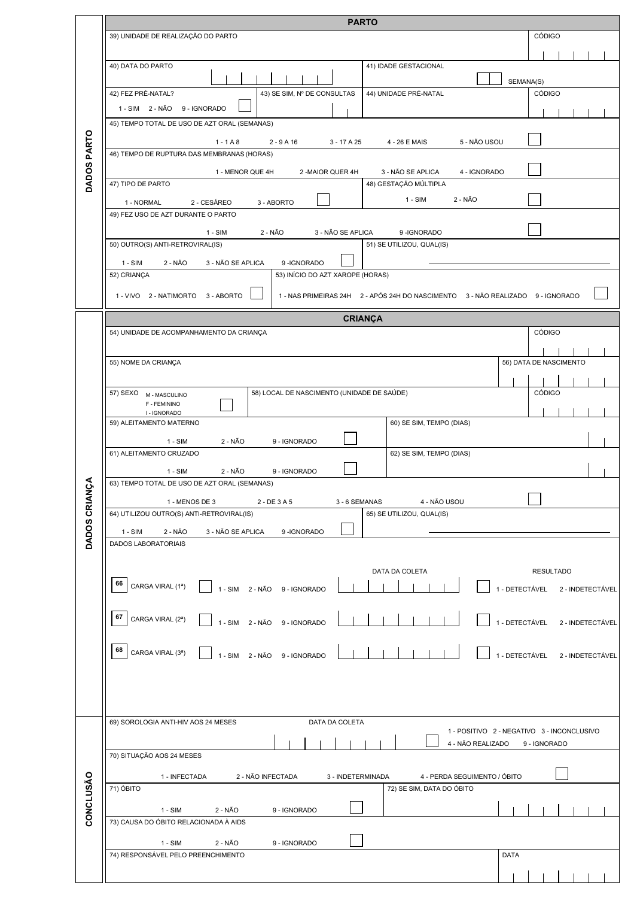## PARTO

**DADOS PARTO**

39) UNIDADE DE REALIZAÇÃO DO PARTO — CÓDIGO

40) DATA DO PARTO

41) IDADE GESTACIONAL — SEMANA(S)

42) FEZ PRÉ-NATAL?
1 - SIM 2 - NÃO 9 - IGNORADO

43) SE SIM, Nº DE CONSULTAS

44) UNIDADE PRÉ-NATAL — CÓDIGO

45) TEMPO TOTAL DE USO DE AZT ORAL (SEMANAS)
1 - 1 A 8 2 - 9 A 16 3 - 17 A 25 4 - 26 E MAIS 5 - NÃO USOU

46) TEMPO DE RUPTURA DAS MEMBRANAS (HORAS)
1 - MENOR QUE 4H 2 -MAIOR QUER 4H 3 - NÃO SE APLICA 4 - IGNORADO

47) TIPO DE PARTO
1 - NORMAL 2 - CESÁREO 3 - ABORTO

48) GESTAÇÃO MÚLTIPLA
1 - SIM 2 - NÃO

49) FEZ USO DE AZT DURANTE O PARTO
1 - SIM 2 - NÃO 3 - NÃO SE APLICA 9 -IGNORADO

50) OUTRO(S) ANTI-RETROVIRAL(IS)
1 - SIM 2 - NÃO 3 - NÃO SE APLICA 9 -IGNORADO

51) SE UTILIZOU, QUAL(IS)

52) CRIANÇA
1 - VIVO 2 - NATIMORTO 3 - ABORTO

53) INÍCIO DO AZT XAROPE (HORAS)
1 - NAS PRIMEIRAS 24H 2 - APÓS 24H DO NASCIMENTO 3 - NÃO REALIZADO 9 - IGNORADO

## CRIANÇA

**DADOS CRIANÇA**

54) UNIDADE DE ACOMPANHAMENTO DA CRIANÇA — CÓDIGO

55) NOME DA CRIANÇA

56) DATA DE NASCIMENTO

57) SEXO
M - MASCULINO
F - FEMININO
I - IGNORADO

58) LOCAL DE NASCIMENTO (UNIDADE DE SAÚDE) — CÓDIGO

59) ALEITAMENTO MATERNO
1 - SIM 2 - NÃO 9 - IGNORADO

60) SE SIM, TEMPO (DIAS)

61) ALEITAMENTO CRUZADO
1 - SIM 2 - NÃO 9 - IGNORADO

62) SE SIM, TEMPO (DIAS)

63) TEMPO TOTAL DE USO DE AZT ORAL (SEMANAS)
1 - MENOS DE 3 2 - DE 3 A 5 3 - 6 SEMANAS 4 - NÃO USOU

64) UTILIZOU OUTRO(S) ANTI-RETROVIRAL(IS)
1 - SIM 2 - NÃO 3 - NÃO SE APLICA 9 -IGNORADO

65) SE UTILIZOU, QUAL(IS)

DADOS LABORATORIAIS

| | | DATA DA COLETA | RESULTADO |
|---|---|---|---|
| 66 CARGA VIRAL (1ª) | 1 - SIM 2 - NÃO 9 - IGNORADO | | 1 - DETECTÁVEL 2 - INDETECTÁVEL |
| 67 CARGA VIRAL (2ª) | 1 - SIM 2 - NÃO 9 - IGNORADO | | 1 - DETECTÁVEL 2 - INDETECTÁVEL |
| 68 CARGA VIRAL (3ª) | 1 - SIM 2 - NÃO 9 - IGNORADO | | 1 - DETECTÁVEL 2 - INDETECTÁVEL |

**CONCLUSÃO**

69) SOROLOGIA ANTI-HIV AOS 24 MESES — DATA DA COLETA
1 - POSITIVO 2 - NEGATIVO 3 - INCONCLUSIVO 4 - NÃO REALIZADO 9 - IGNORADO

70) SITUAÇÃO AOS 24 MESES
1 - INFECTADA 2 - NÃO INFECTADA 3 - INDETERMINADA 4 - PERDA SEGUIMENTO / ÓBITO

71) ÓBITO
1 - SIM 2 - NÃO 9 - IGNORADO

72) SE SIM, DATA DO ÓBITO

73) CAUSA DO ÓBITO RELACIONADA À AIDS
1 - SIM 2 - NÃO 9 - IGNORADO

74) RESPONSÁVEL PELO PREENCHIMENTO

DATA